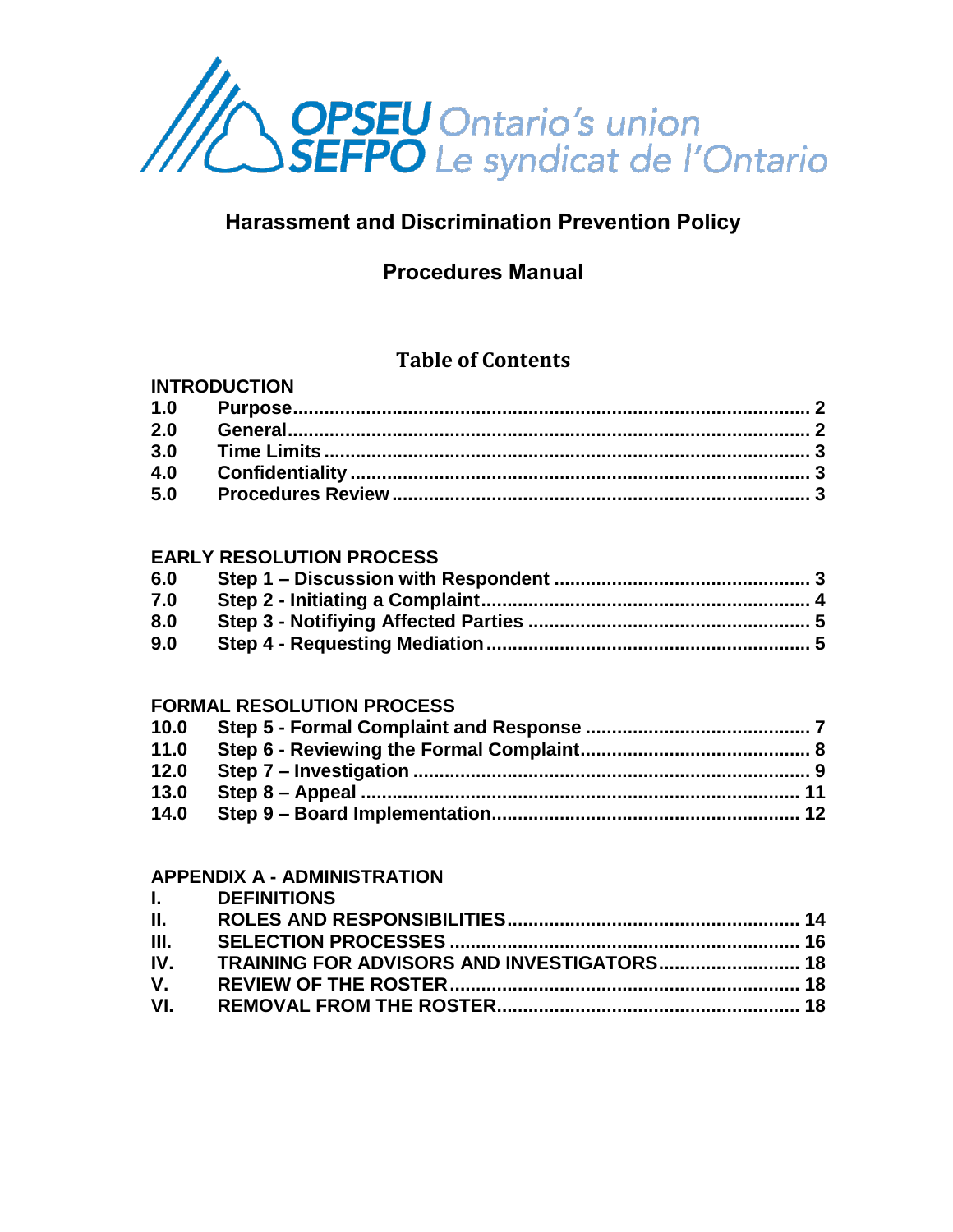OPSEU Ontario's union
SEFPO Le syndicat de l'Ontario

# Harassment and Discrimination Prevention Policy

## Procedures Manual

### Table of Contents

**INTRODUCTION**

| | | |
|---|---|---|
| 1.0 | Purpose | 2 |
| 2.0 | General | 2 |
| 3.0 | Time Limits | 3 |
| 4.0 | Confidentiality | 3 |
| 5.0 | Procedures Review | 3 |

**EARLY RESOLUTION PROCESS**

| | | |
|---|---|---|
| 6.0 | Step 1 – Discussion with Respondent | 3 |
| 7.0 | Step 2 - Initiating a Complaint | 4 |
| 8.0 | Step 3 - Notifiying Affected Parties | 5 |
| 9.0 | Step 4 - Requesting Mediation | 5 |

**FORMAL RESOLUTION PROCESS**

| | | |
|---|---|---|
| 10.0 | Step 5 - Formal Complaint and Response | 7 |
| 11.0 | Step 6 - Reviewing the Formal Complaint | 8 |
| 12.0 | Step 7 – Investigation | 9 |
| 13.0 | Step 8 – Appeal | 11 |
| 14.0 | Step 9 – Board Implementation | 12 |

**APPENDIX A - ADMINISTRATION**

| | | |
|---|---|---|
| I. | DEFINITIONS | |
| II. | ROLES AND RESPONSIBILITIES | 14 |
| III. | SELECTION PROCESSES | 16 |
| IV. | TRAINING FOR ADVISORS AND INVESTIGATORS | 18 |
| V. | REVIEW OF THE ROSTER | 18 |
| VI. | REMOVAL FROM THE ROSTER | 18 |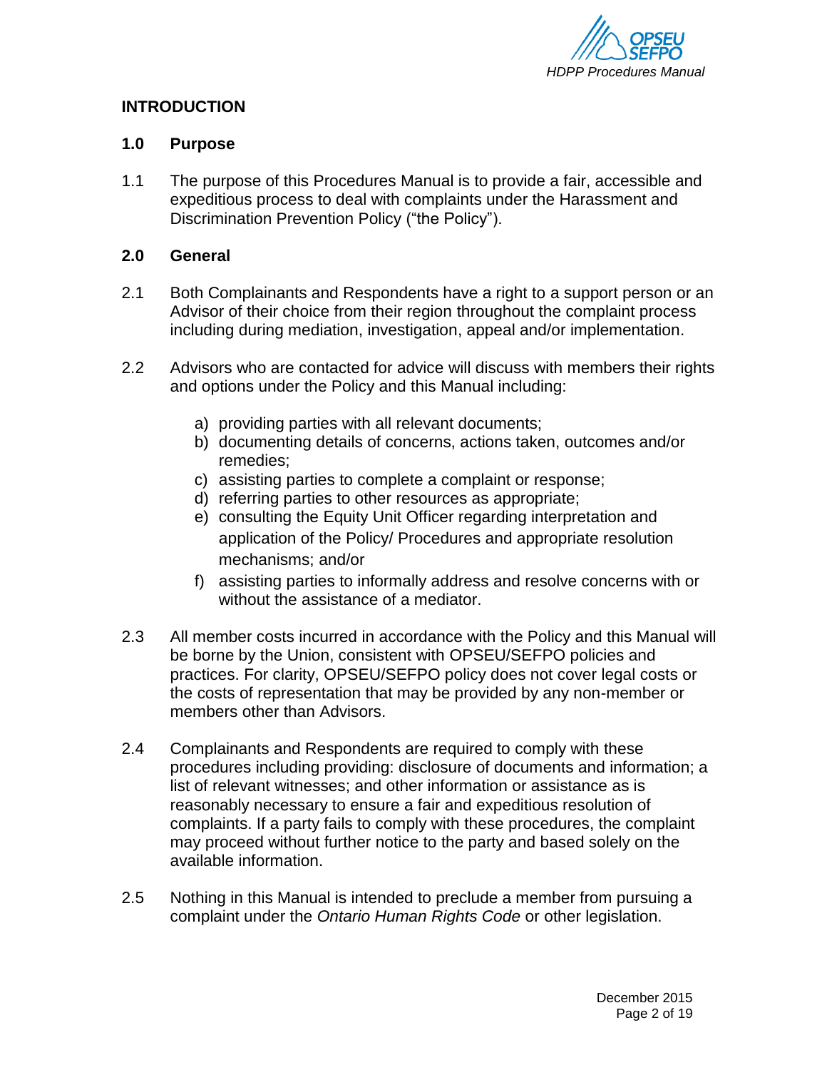## INTRODUCTION

### 1.0 Purpose

1.1 The purpose of this Procedures Manual is to provide a fair, accessible and expeditious process to deal with complaints under the Harassment and Discrimination Prevention Policy ("the Policy").

### 2.0 General

2.1 Both Complainants and Respondents have a right to a support person or an Advisor of their choice from their region throughout the complaint process including during mediation, investigation, appeal and/or implementation.

2.2 Advisors who are contacted for advice will discuss with members their rights and options under the Policy and this Manual including:

a) providing parties with all relevant documents;
b) documenting details of concerns, actions taken, outcomes and/or remedies;
c) assisting parties to complete a complaint or response;
d) referring parties to other resources as appropriate;
e) consulting the Equity Unit Officer regarding interpretation and application of the Policy/ Procedures and appropriate resolution mechanisms; and/or
f) assisting parties to informally address and resolve concerns with or without the assistance of a mediator.

2.3 All member costs incurred in accordance with the Policy and this Manual will be borne by the Union, consistent with OPSEU/SEFPO policies and practices. For clarity, OPSEU/SEFPO policy does not cover legal costs or the costs of representation that may be provided by any non-member or members other than Advisors.

2.4 Complainants and Respondents are required to comply with these procedures including providing: disclosure of documents and information; a list of relevant witnesses; and other information or assistance as is reasonably necessary to ensure a fair and expeditious resolution of complaints. If a party fails to comply with these procedures, the complaint may proceed without further notice to the party and based solely on the available information.

2.5 Nothing in this Manual is intended to preclude a member from pursuing a complaint under the *Ontario Human Rights Code* or other legislation.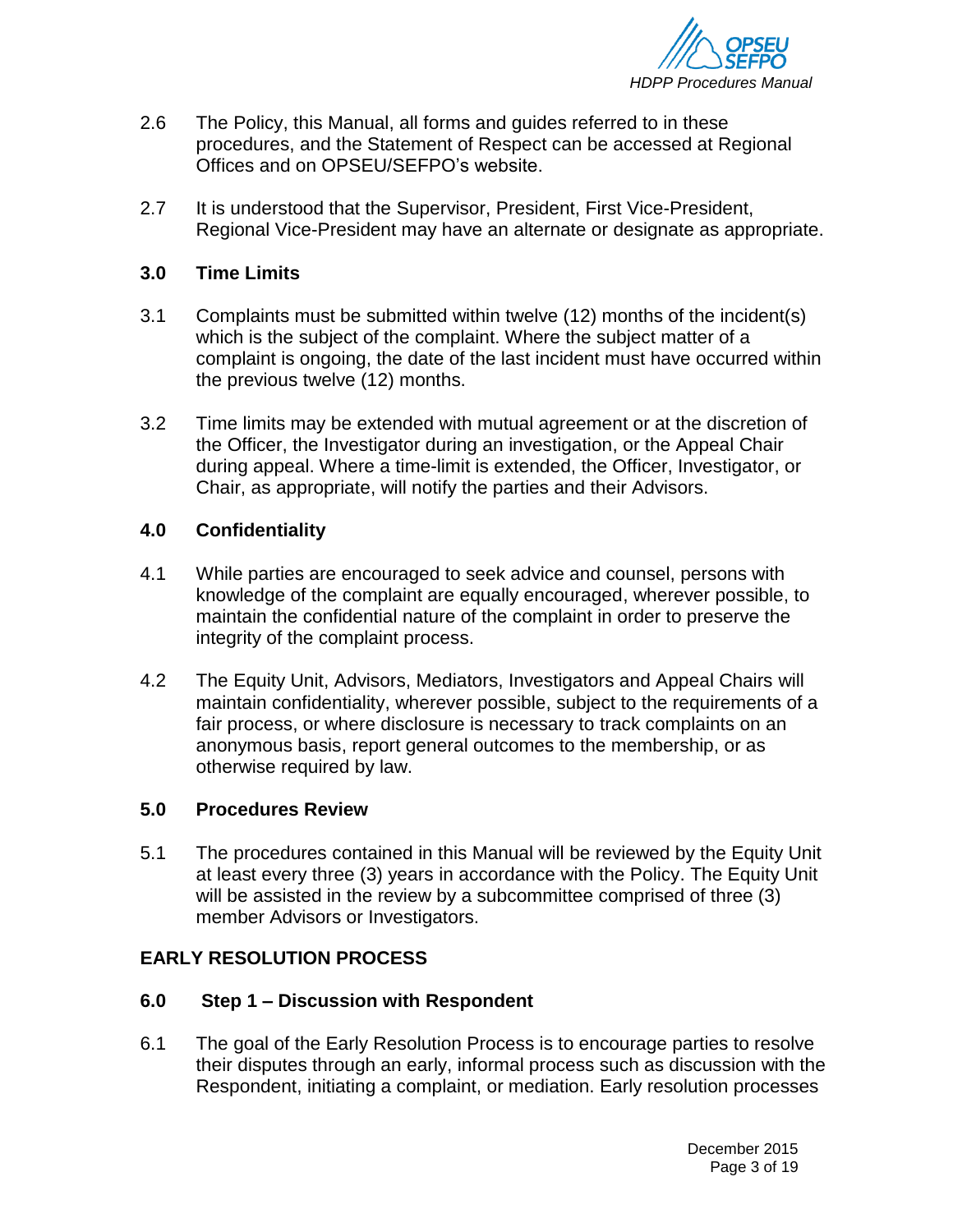2.6 The Policy, this Manual, all forms and guides referred to in these procedures, and the Statement of Respect can be accessed at Regional Offices and on OPSEU/SEFPO's website.

2.7 It is understood that the Supervisor, President, First Vice-President, Regional Vice-President may have an alternate or designate as appropriate.

### 3.0 Time Limits

3.1 Complaints must be submitted within twelve (12) months of the incident(s) which is the subject of the complaint. Where the subject matter of a complaint is ongoing, the date of the last incident must have occurred within the previous twelve (12) months.

3.2 Time limits may be extended with mutual agreement or at the discretion of the Officer, the Investigator during an investigation, or the Appeal Chair during appeal. Where a time-limit is extended, the Officer, Investigator, or Chair, as appropriate, will notify the parties and their Advisors.

### 4.0 Confidentiality

4.1 While parties are encouraged to seek advice and counsel, persons with knowledge of the complaint are equally encouraged, wherever possible, to maintain the confidential nature of the complaint in order to preserve the integrity of the complaint process.

4.2 The Equity Unit, Advisors, Mediators, Investigators and Appeal Chairs will maintain confidentiality, wherever possible, subject to the requirements of a fair process, or where disclosure is necessary to track complaints on an anonymous basis, report general outcomes to the membership, or as otherwise required by law.

### 5.0 Procedures Review

5.1 The procedures contained in this Manual will be reviewed by the Equity Unit at least every three (3) years in accordance with the Policy. The Equity Unit will be assisted in the review by a subcommittee comprised of three (3) member Advisors or Investigators.

## EARLY RESOLUTION PROCESS

### 6.0 Step 1 – Discussion with Respondent

6.1 The goal of the Early Resolution Process is to encourage parties to resolve their disputes through an early, informal process such as discussion with the Respondent, initiating a complaint, or mediation. Early resolution processes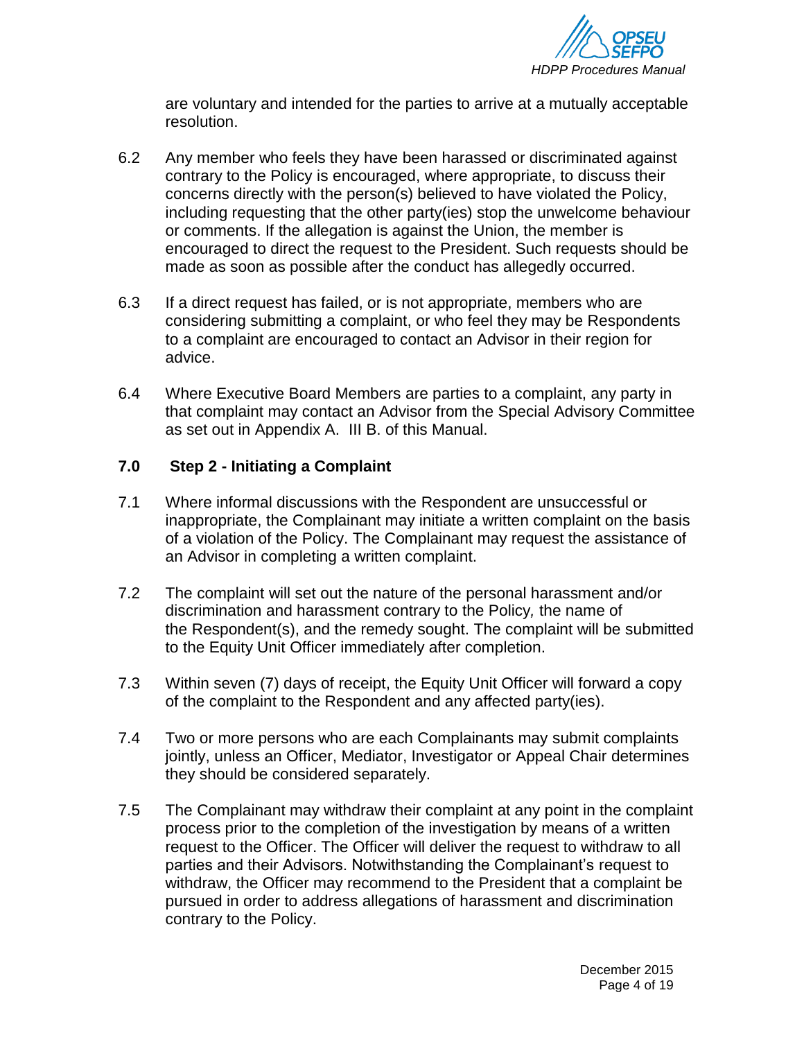are voluntary and intended for the parties to arrive at a mutually acceptable resolution.

6.2 Any member who feels they have been harassed or discriminated against contrary to the Policy is encouraged, where appropriate, to discuss their concerns directly with the person(s) believed to have violated the Policy, including requesting that the other party(ies) stop the unwelcome behaviour or comments. If the allegation is against the Union, the member is encouraged to direct the request to the President. Such requests should be made as soon as possible after the conduct has allegedly occurred.

6.3 If a direct request has failed, or is not appropriate, members who are considering submitting a complaint, or who feel they may be Respondents to a complaint are encouraged to contact an Advisor in their region for advice.

6.4 Where Executive Board Members are parties to a complaint, any party in that complaint may contact an Advisor from the Special Advisory Committee as set out in Appendix A. III B. of this Manual.

## 7.0 Step 2 - Initiating a Complaint

7.1 Where informal discussions with the Respondent are unsuccessful or inappropriate, the Complainant may initiate a written complaint on the basis of a violation of the Policy. The Complainant may request the assistance of an Advisor in completing a written complaint.

7.2 The complaint will set out the nature of the personal harassment and/or discrimination and harassment contrary to the Policy*,* the name of the Respondent(s), and the remedy sought. The complaint will be submitted to the Equity Unit Officer immediately after completion.

7.3 Within seven (7) days of receipt, the Equity Unit Officer will forward a copy of the complaint to the Respondent and any affected party(ies).

7.4 Two or more persons who are each Complainants may submit complaints jointly, unless an Officer, Mediator, Investigator or Appeal Chair determines they should be considered separately.

7.5 The Complainant may withdraw their complaint at any point in the complaint process prior to the completion of the investigation by means of a written request to the Officer. The Officer will deliver the request to withdraw to all parties and their Advisors. Notwithstanding the Complainant's request to withdraw, the Officer may recommend to the President that a complaint be pursued in order to address allegations of harassment and discrimination contrary to the Policy.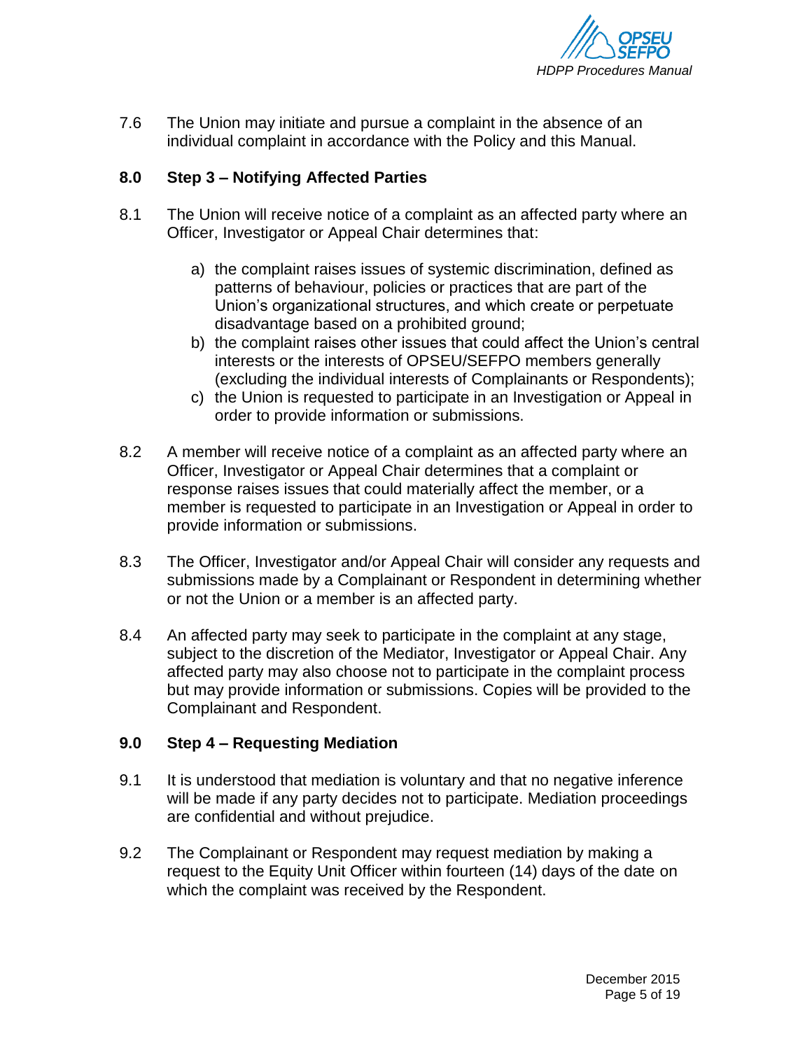7.6 The Union may initiate and pursue a complaint in the absence of an individual complaint in accordance with the Policy and this Manual.

## 8.0 Step 3 – Notifying Affected Parties

8.1 The Union will receive notice of a complaint as an affected party where an Officer, Investigator or Appeal Chair determines that:

a) the complaint raises issues of systemic discrimination, defined as patterns of behaviour, policies or practices that are part of the Union's organizational structures, and which create or perpetuate disadvantage based on a prohibited ground;
b) the complaint raises other issues that could affect the Union's central interests or the interests of OPSEU/SEFPO members generally (excluding the individual interests of Complainants or Respondents);
c) the Union is requested to participate in an Investigation or Appeal in order to provide information or submissions.

8.2 A member will receive notice of a complaint as an affected party where an Officer, Investigator or Appeal Chair determines that a complaint or response raises issues that could materially affect the member, or a member is requested to participate in an Investigation or Appeal in order to provide information or submissions.

8.3 The Officer, Investigator and/or Appeal Chair will consider any requests and submissions made by a Complainant or Respondent in determining whether or not the Union or a member is an affected party.

8.4 An affected party may seek to participate in the complaint at any stage, subject to the discretion of the Mediator, Investigator or Appeal Chair. Any affected party may also choose not to participate in the complaint process but may provide information or submissions. Copies will be provided to the Complainant and Respondent.

## 9.0 Step 4 – Requesting Mediation

9.1 It is understood that mediation is voluntary and that no negative inference will be made if any party decides not to participate. Mediation proceedings are confidential and without prejudice.

9.2 The Complainant or Respondent may request mediation by making a request to the Equity Unit Officer within fourteen (14) days of the date on which the complaint was received by the Respondent.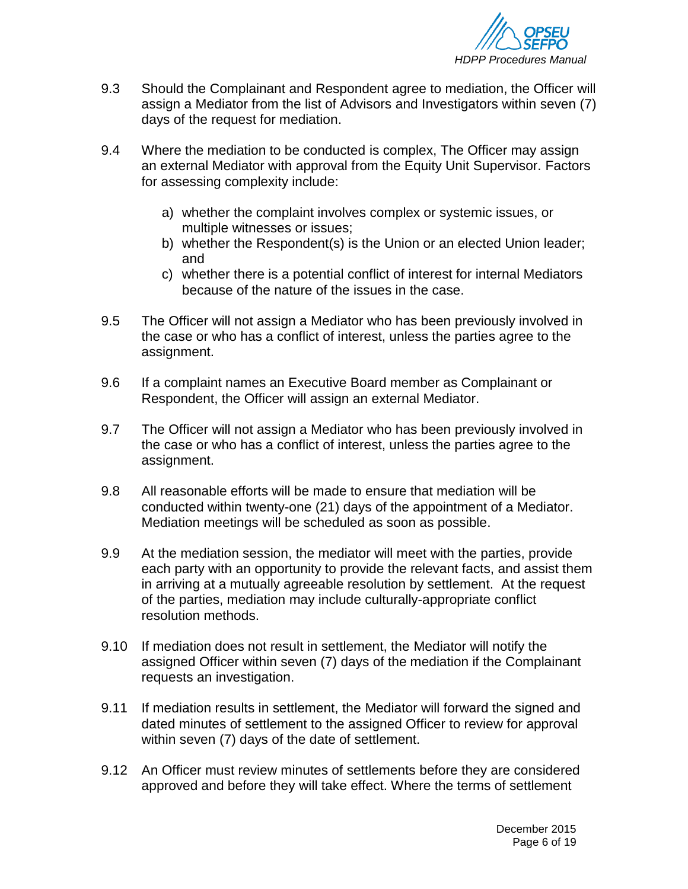9.3 Should the Complainant and Respondent agree to mediation, the Officer will assign a Mediator from the list of Advisors and Investigators within seven (7) days of the request for mediation.

9.4 Where the mediation to be conducted is complex, The Officer may assign an external Mediator with approval from the Equity Unit Supervisor. Factors for assessing complexity include:

   a) whether the complaint involves complex or systemic issues, or multiple witnesses or issues;
   b) whether the Respondent(s) is the Union or an elected Union leader; and
   c) whether there is a potential conflict of interest for internal Mediators because of the nature of the issues in the case.

9.5 The Officer will not assign a Mediator who has been previously involved in the case or who has a conflict of interest, unless the parties agree to the assignment.

9.6 If a complaint names an Executive Board member as Complainant or Respondent, the Officer will assign an external Mediator.

9.7 The Officer will not assign a Mediator who has been previously involved in the case or who has a conflict of interest, unless the parties agree to the assignment.

9.8 All reasonable efforts will be made to ensure that mediation will be conducted within twenty-one (21) days of the appointment of a Mediator. Mediation meetings will be scheduled as soon as possible.

9.9 At the mediation session, the mediator will meet with the parties, provide each party with an opportunity to provide the relevant facts, and assist them in arriving at a mutually agreeable resolution by settlement. At the request of the parties, mediation may include culturally-appropriate conflict resolution methods.

9.10 If mediation does not result in settlement, the Mediator will notify the assigned Officer within seven (7) days of the mediation if the Complainant requests an investigation.

9.11 If mediation results in settlement, the Mediator will forward the signed and dated minutes of settlement to the assigned Officer to review for approval within seven (7) days of the date of settlement.

9.12 An Officer must review minutes of settlements before they are considered approved and before they will take effect. Where the terms of settlement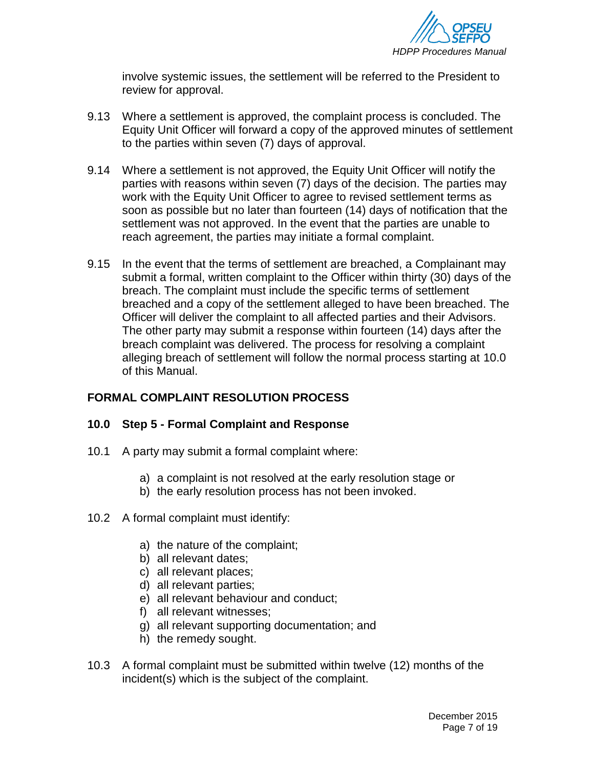involve systemic issues, the settlement will be referred to the President to review for approval.

9.13 Where a settlement is approved, the complaint process is concluded. The Equity Unit Officer will forward a copy of the approved minutes of settlement to the parties within seven (7) days of approval.

9.14 Where a settlement is not approved, the Equity Unit Officer will notify the parties with reasons within seven (7) days of the decision. The parties may work with the Equity Unit Officer to agree to revised settlement terms as soon as possible but no later than fourteen (14) days of notification that the settlement was not approved. In the event that the parties are unable to reach agreement, the parties may initiate a formal complaint.

9.15 In the event that the terms of settlement are breached, a Complainant may submit a formal, written complaint to the Officer within thirty (30) days of the breach. The complaint must include the specific terms of settlement breached and a copy of the settlement alleged to have been breached. The Officer will deliver the complaint to all affected parties and their Advisors. The other party may submit a response within fourteen (14) days after the breach complaint was delivered. The process for resolving a complaint alleging breach of settlement will follow the normal process starting at 10.0 of this Manual.

## FORMAL COMPLAINT RESOLUTION PROCESS

### 10.0 Step 5 - Formal Complaint and Response

10.1 A party may submit a formal complaint where:

a) a complaint is not resolved at the early resolution stage or
b) the early resolution process has not been invoked.

10.2 A formal complaint must identify:

a) the nature of the complaint;
b) all relevant dates;
c) all relevant places;
d) all relevant parties;
e) all relevant behaviour and conduct;
f) all relevant witnesses;
g) all relevant supporting documentation; and
h) the remedy sought.

10.3 A formal complaint must be submitted within twelve (12) months of the incident(s) which is the subject of the complaint.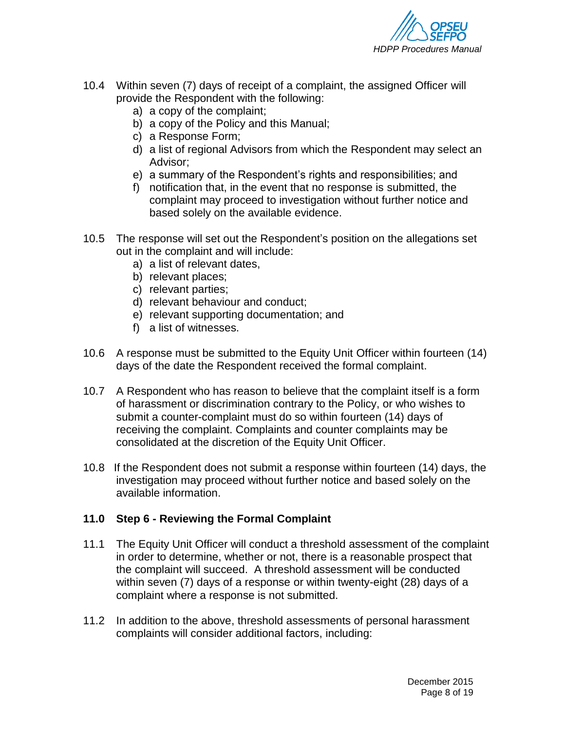10.4 Within seven (7) days of receipt of a complaint, the assigned Officer will provide the Respondent with the following:

   a) a copy of the complaint;
   b) a copy of the Policy and this Manual;
   c) a Response Form;
   d) a list of regional Advisors from which the Respondent may select an Advisor;
   e) a summary of the Respondent's rights and responsibilities; and
   f) notification that, in the event that no response is submitted, the complaint may proceed to investigation without further notice and based solely on the available evidence.

10.5 The response will set out the Respondent's position on the allegations set out in the complaint and will include:

   a) a list of relevant dates,
   b) relevant places;
   c) relevant parties;
   d) relevant behaviour and conduct;
   e) relevant supporting documentation; and
   f) a list of witnesses.

10.6 A response must be submitted to the Equity Unit Officer within fourteen (14) days of the date the Respondent received the formal complaint.

10.7 A Respondent who has reason to believe that the complaint itself is a form of harassment or discrimination contrary to the Policy, or who wishes to submit a counter-complaint must do so within fourteen (14) days of receiving the complaint. Complaints and counter complaints may be consolidated at the discretion of the Equity Unit Officer.

10.8 If the Respondent does not submit a response within fourteen (14) days, the investigation may proceed without further notice and based solely on the available information.

### 11.0 Step 6 - Reviewing the Formal Complaint

11.1 The Equity Unit Officer will conduct a threshold assessment of the complaint in order to determine, whether or not, there is a reasonable prospect that the complaint will succeed. A threshold assessment will be conducted within seven (7) days of a response or within twenty-eight (28) days of a complaint where a response is not submitted.

11.2 In addition to the above, threshold assessments of personal harassment complaints will consider additional factors, including: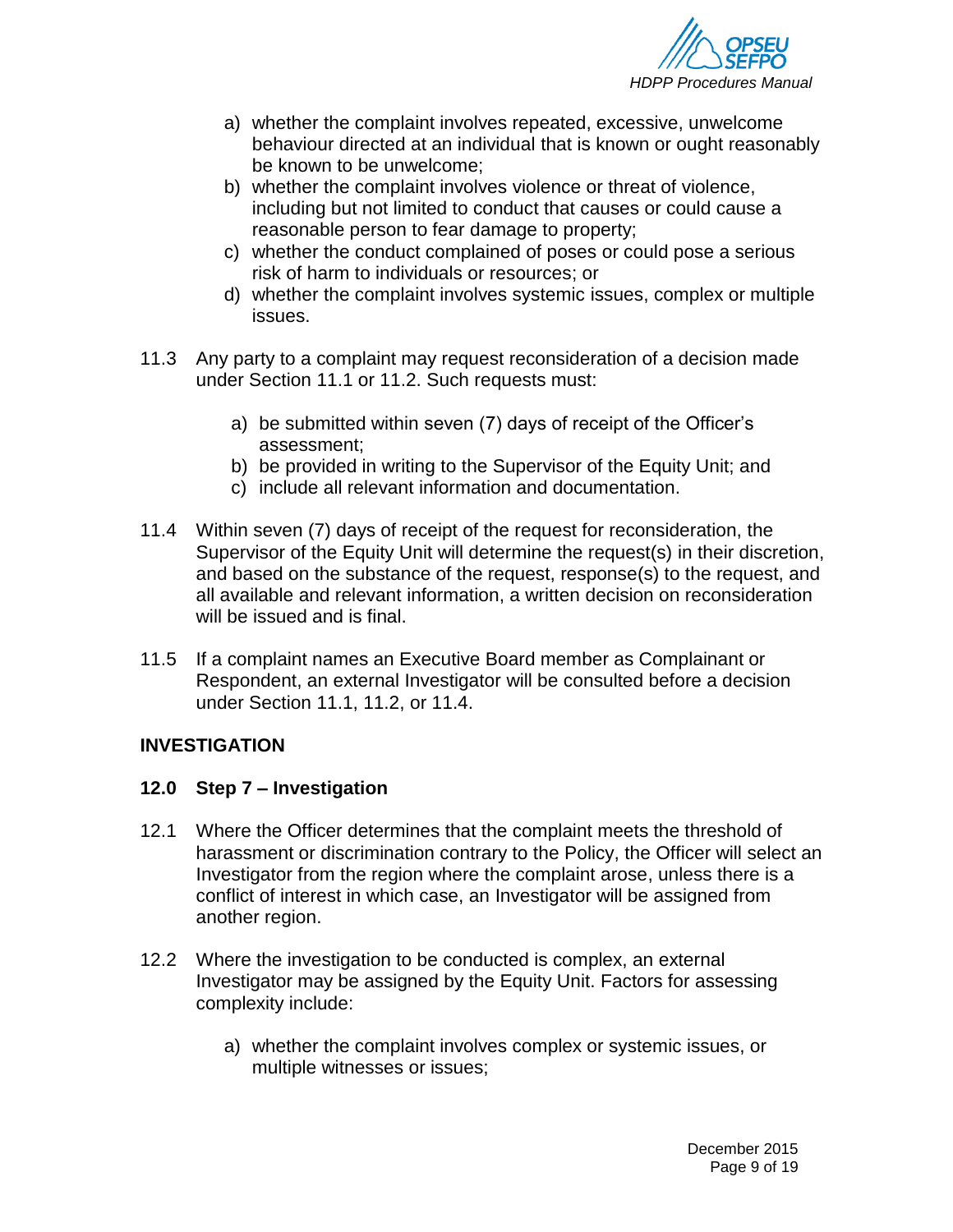a) whether the complaint involves repeated, excessive, unwelcome behaviour directed at an individual that is known or ought reasonably be known to be unwelcome;
b) whether the complaint involves violence or threat of violence, including but not limited to conduct that causes or could cause a reasonable person to fear damage to property;
c) whether the conduct complained of poses or could pose a serious risk of harm to individuals or resources; or
d) whether the complaint involves systemic issues, complex or multiple issues.

11.3 Any party to a complaint may request reconsideration of a decision made under Section 11.1 or 11.2. Such requests must:

a) be submitted within seven (7) days of receipt of the Officer's assessment;
b) be provided in writing to the Supervisor of the Equity Unit; and
c) include all relevant information and documentation.

11.4 Within seven (7) days of receipt of the request for reconsideration, the Supervisor of the Equity Unit will determine the request(s) in their discretion, and based on the substance of the request, response(s) to the request, and all available and relevant information, a written decision on reconsideration will be issued and is final.

11.5 If a complaint names an Executive Board member as Complainant or Respondent, an external Investigator will be consulted before a decision under Section 11.1, 11.2, or 11.4.

## INVESTIGATION

### 12.0 Step 7 – Investigation

12.1 Where the Officer determines that the complaint meets the threshold of harassment or discrimination contrary to the Policy, the Officer will select an Investigator from the region where the complaint arose, unless there is a conflict of interest in which case, an Investigator will be assigned from another region.

12.2 Where the investigation to be conducted is complex, an external Investigator may be assigned by the Equity Unit. Factors for assessing complexity include:

a) whether the complaint involves complex or systemic issues, or multiple witnesses or issues;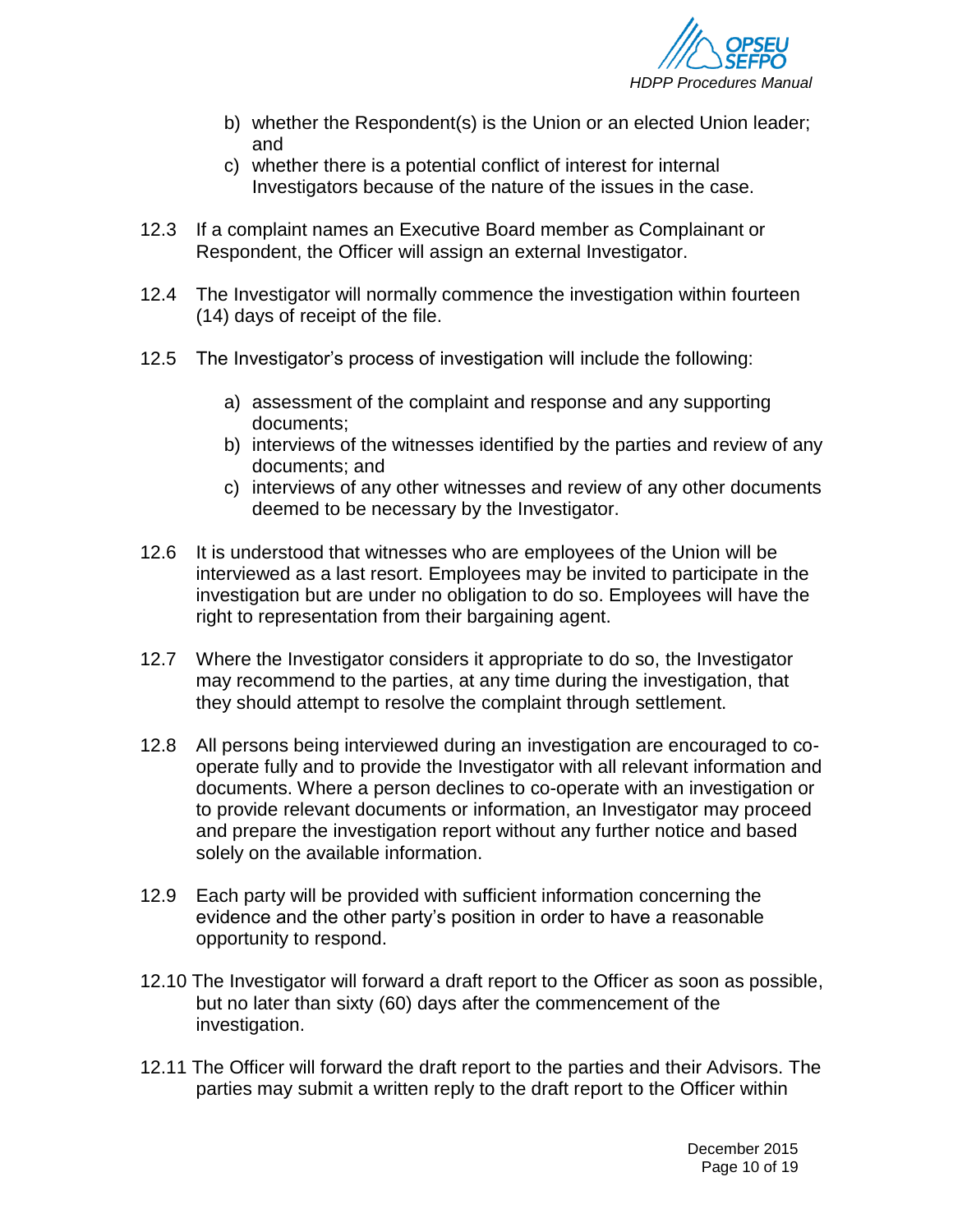b) whether the Respondent(s) is the Union or an elected Union leader; and
c) whether there is a potential conflict of interest for internal Investigators because of the nature of the issues in the case.

12.3 If a complaint names an Executive Board member as Complainant or Respondent, the Officer will assign an external Investigator.

12.4 The Investigator will normally commence the investigation within fourteen (14) days of receipt of the file.

12.5 The Investigator's process of investigation will include the following:

a) assessment of the complaint and response and any supporting documents;
b) interviews of the witnesses identified by the parties and review of any documents; and
c) interviews of any other witnesses and review of any other documents deemed to be necessary by the Investigator.

12.6 It is understood that witnesses who are employees of the Union will be interviewed as a last resort. Employees may be invited to participate in the investigation but are under no obligation to do so. Employees will have the right to representation from their bargaining agent.

12.7 Where the Investigator considers it appropriate to do so, the Investigator may recommend to the parties, at any time during the investigation, that they should attempt to resolve the complaint through settlement.

12.8 All persons being interviewed during an investigation are encouraged to co-operate fully and to provide the Investigator with all relevant information and documents. Where a person declines to co-operate with an investigation or to provide relevant documents or information, an Investigator may proceed and prepare the investigation report without any further notice and based solely on the available information.

12.9 Each party will be provided with sufficient information concerning the evidence and the other party's position in order to have a reasonable opportunity to respond.

12.10 The Investigator will forward a draft report to the Officer as soon as possible, but no later than sixty (60) days after the commencement of the investigation.

12.11 The Officer will forward the draft report to the parties and their Advisors. The parties may submit a written reply to the draft report to the Officer within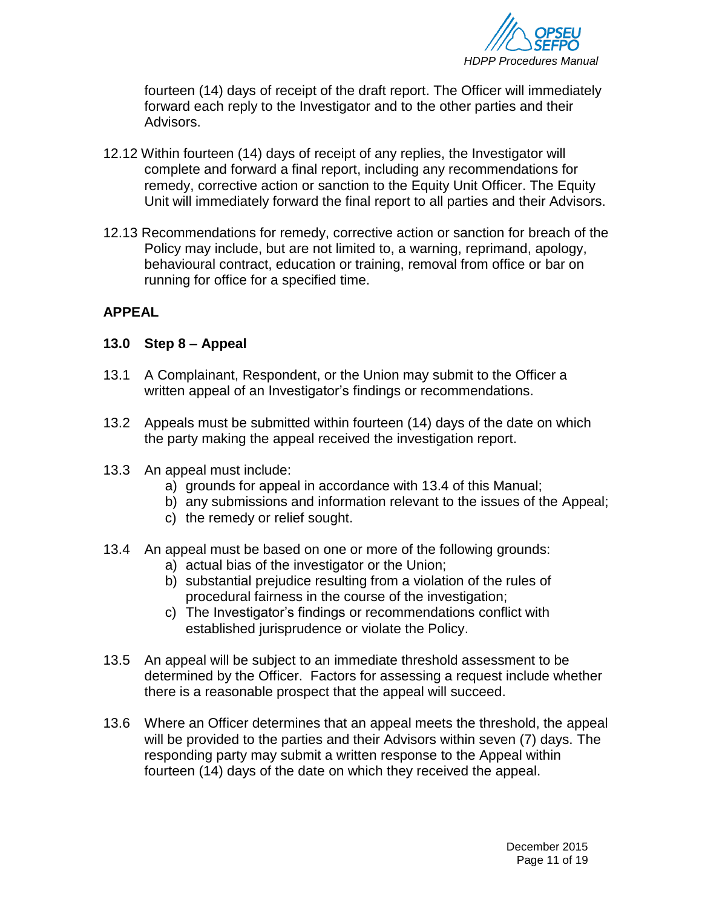fourteen (14) days of receipt of the draft report. The Officer will immediately forward each reply to the Investigator and to the other parties and their Advisors.

12.12 Within fourteen (14) days of receipt of any replies, the Investigator will complete and forward a final report, including any recommendations for remedy, corrective action or sanction to the Equity Unit Officer. The Equity Unit will immediately forward the final report to all parties and their Advisors.

12.13 Recommendations for remedy, corrective action or sanction for breach of the Policy may include, but are not limited to, a warning, reprimand, apology, behavioural contract, education or training, removal from office or bar on running for office for a specified time.

## APPEAL

### 13.0 Step 8 – Appeal

13.1 A Complainant, Respondent, or the Union may submit to the Officer a written appeal of an Investigator's findings or recommendations.

13.2 Appeals must be submitted within fourteen (14) days of the date on which the party making the appeal received the investigation report.

13.3 An appeal must include:

a) grounds for appeal in accordance with 13.4 of this Manual;
b) any submissions and information relevant to the issues of the Appeal;
c) the remedy or relief sought.

13.4 An appeal must be based on one or more of the following grounds:

a) actual bias of the investigator or the Union;
b) substantial prejudice resulting from a violation of the rules of procedural fairness in the course of the investigation;
c) The Investigator's findings or recommendations conflict with established jurisprudence or violate the Policy.

13.5 An appeal will be subject to an immediate threshold assessment to be determined by the Officer. Factors for assessing a request include whether there is a reasonable prospect that the appeal will succeed.

13.6 Where an Officer determines that an appeal meets the threshold, the appeal will be provided to the parties and their Advisors within seven (7) days. The responding party may submit a written response to the Appeal within fourteen (14) days of the date on which they received the appeal.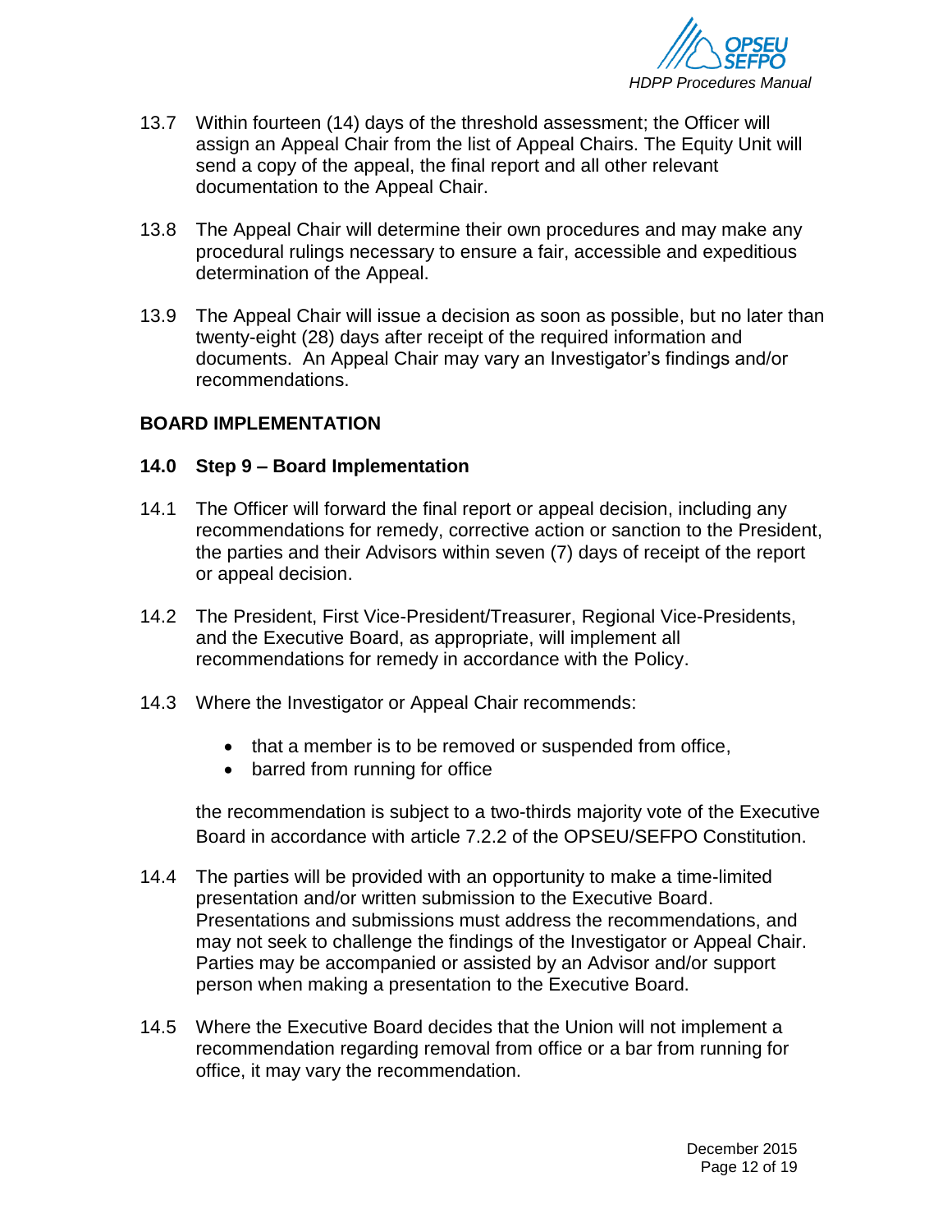13.7 Within fourteen (14) days of the threshold assessment; the Officer will assign an Appeal Chair from the list of Appeal Chairs. The Equity Unit will send a copy of the appeal, the final report and all other relevant documentation to the Appeal Chair.

13.8 The Appeal Chair will determine their own procedures and may make any procedural rulings necessary to ensure a fair, accessible and expeditious determination of the Appeal.

13.9 The Appeal Chair will issue a decision as soon as possible, but no later than twenty-eight (28) days after receipt of the required information and documents. An Appeal Chair may vary an Investigator's findings and/or recommendations.

## BOARD IMPLEMENTATION

### 14.0 Step 9 – Board Implementation

14.1 The Officer will forward the final report or appeal decision, including any recommendations for remedy, corrective action or sanction to the President, the parties and their Advisors within seven (7) days of receipt of the report or appeal decision.

14.2 The President, First Vice-President/Treasurer, Regional Vice-Presidents, and the Executive Board, as appropriate, will implement all recommendations for remedy in accordance with the Policy.

14.3 Where the Investigator or Appeal Chair recommends:

- that a member is to be removed or suspended from office,
- barred from running for office

the recommendation is subject to a two-thirds majority vote of the Executive Board in accordance with article 7.2.2 of the OPSEU/SEFPO Constitution.

14.4 The parties will be provided with an opportunity to make a time-limited presentation and/or written submission to the Executive Board. Presentations and submissions must address the recommendations, and may not seek to challenge the findings of the Investigator or Appeal Chair. Parties may be accompanied or assisted by an Advisor and/or support person when making a presentation to the Executive Board.

14.5 Where the Executive Board decides that the Union will not implement a recommendation regarding removal from office or a bar from running for office, it may vary the recommendation.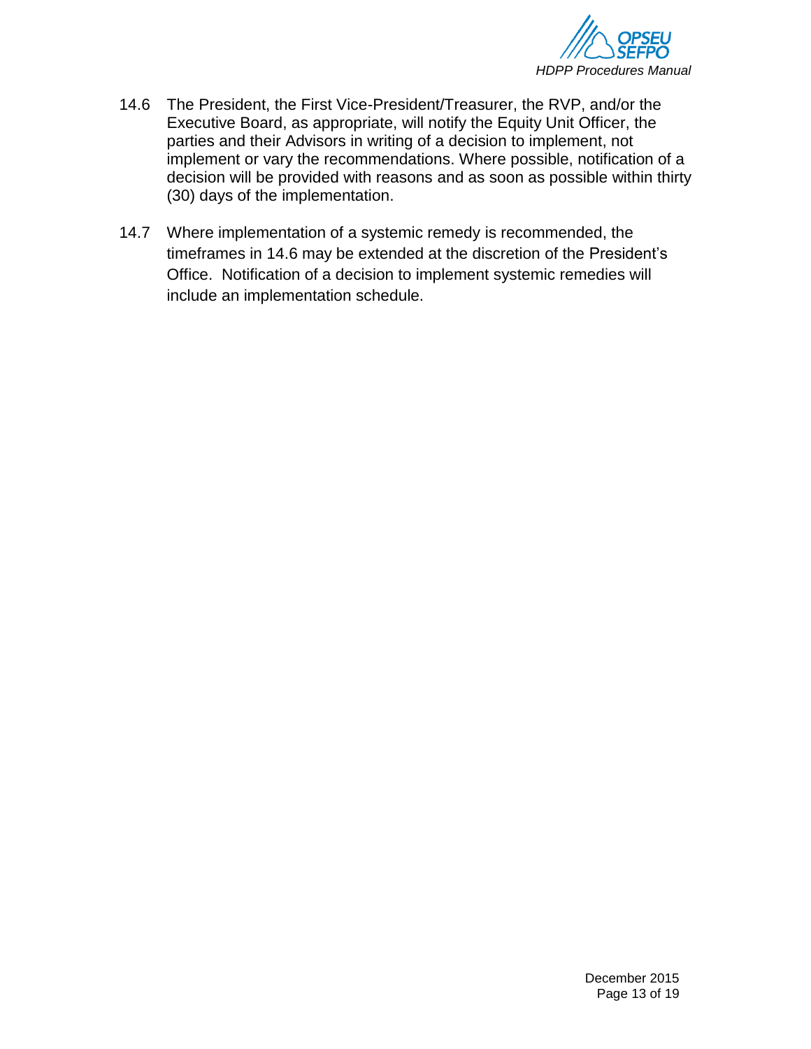14.6 The President, the First Vice-President/Treasurer, the RVP, and/or the Executive Board, as appropriate, will notify the Equity Unit Officer, the parties and their Advisors in writing of a decision to implement, not implement or vary the recommendations. Where possible, notification of a decision will be provided with reasons and as soon as possible within thirty (30) days of the implementation.

14.7 Where implementation of a systemic remedy is recommended, the timeframes in 14.6 may be extended at the discretion of the President's Office. Notification of a decision to implement systemic remedies will include an implementation schedule.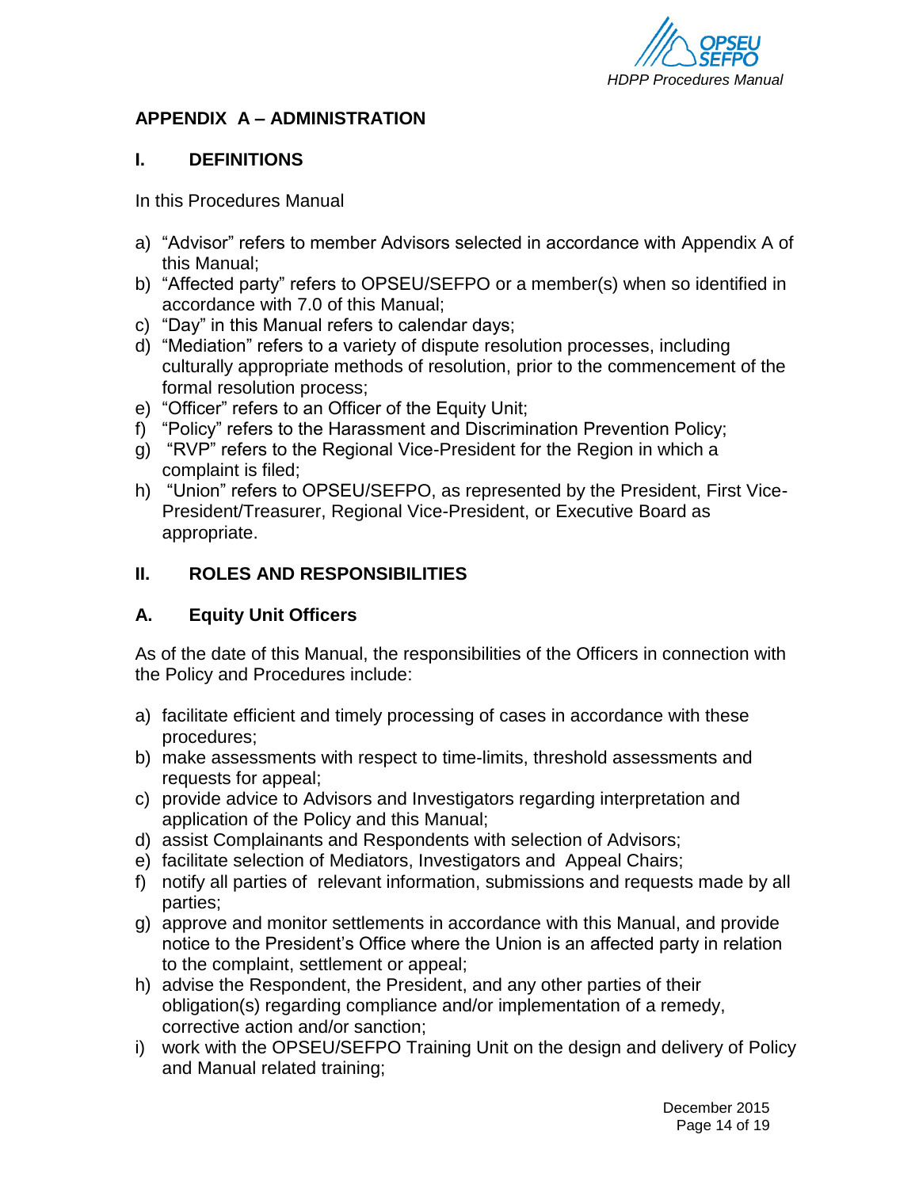## APPENDIX A – ADMINISTRATION

### I. DEFINITIONS

In this Procedures Manual

a) "Advisor" refers to member Advisors selected in accordance with Appendix A of this Manual;
b) "Affected party" refers to OPSEU/SEFPO or a member(s) when so identified in accordance with 7.0 of this Manual;
c) "Day" in this Manual refers to calendar days;
d) "Mediation" refers to a variety of dispute resolution processes, including culturally appropriate methods of resolution, prior to the commencement of the formal resolution process;
e) "Officer" refers to an Officer of the Equity Unit;
f) "Policy" refers to the Harassment and Discrimination Prevention Policy;
g) "RVP" refers to the Regional Vice-President for the Region in which a complaint is filed;
h) "Union" refers to OPSEU/SEFPO, as represented by the President, First Vice-President/Treasurer, Regional Vice-President, or Executive Board as appropriate.

### II. ROLES AND RESPONSIBILITIES

### A. Equity Unit Officers

As of the date of this Manual, the responsibilities of the Officers in connection with the Policy and Procedures include:

a) facilitate efficient and timely processing of cases in accordance with these procedures;
b) make assessments with respect to time-limits, threshold assessments and requests for appeal;
c) provide advice to Advisors and Investigators regarding interpretation and application of the Policy and this Manual;
d) assist Complainants and Respondents with selection of Advisors;
e) facilitate selection of Mediators, Investigators and Appeal Chairs;
f) notify all parties of relevant information, submissions and requests made by all parties;
g) approve and monitor settlements in accordance with this Manual, and provide notice to the President's Office where the Union is an affected party in relation to the complaint, settlement or appeal;
h) advise the Respondent, the President, and any other parties of their obligation(s) regarding compliance and/or implementation of a remedy, corrective action and/or sanction;
i) work with the OPSEU/SEFPO Training Unit on the design and delivery of Policy and Manual related training;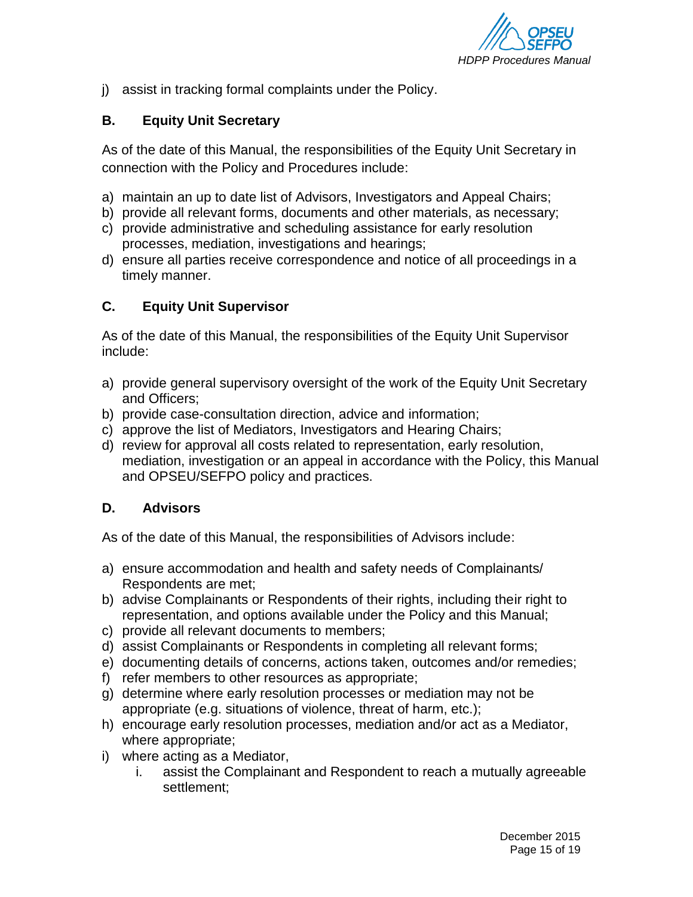j) assist in tracking formal complaints under the Policy.

### B. Equity Unit Secretary

As of the date of this Manual, the responsibilities of the Equity Unit Secretary in connection with the Policy and Procedures include:

a) maintain an up to date list of Advisors, Investigators and Appeal Chairs;
b) provide all relevant forms, documents and other materials, as necessary;
c) provide administrative and scheduling assistance for early resolution processes, mediation, investigations and hearings;
d) ensure all parties receive correspondence and notice of all proceedings in a timely manner.

### C. Equity Unit Supervisor

As of the date of this Manual, the responsibilities of the Equity Unit Supervisor include:

a) provide general supervisory oversight of the work of the Equity Unit Secretary and Officers;
b) provide case-consultation direction, advice and information;
c) approve the list of Mediators, Investigators and Hearing Chairs;
d) review for approval all costs related to representation, early resolution, mediation, investigation or an appeal in accordance with the Policy, this Manual and OPSEU/SEFPO policy and practices.

### D. Advisors

As of the date of this Manual, the responsibilities of Advisors include:

a) ensure accommodation and health and safety needs of Complainants/ Respondents are met;
b) advise Complainants or Respondents of their rights, including their right to representation, and options available under the Policy and this Manual;
c) provide all relevant documents to members;
d) assist Complainants or Respondents in completing all relevant forms;
e) documenting details of concerns, actions taken, outcomes and/or remedies;
f) refer members to other resources as appropriate;
g) determine where early resolution processes or mediation may not be appropriate (e.g. situations of violence, threat of harm, etc.);
h) encourage early resolution processes, mediation and/or act as a Mediator, where appropriate;
i) where acting as a Mediator,
    i. assist the Complainant and Respondent to reach a mutually agreeable settlement;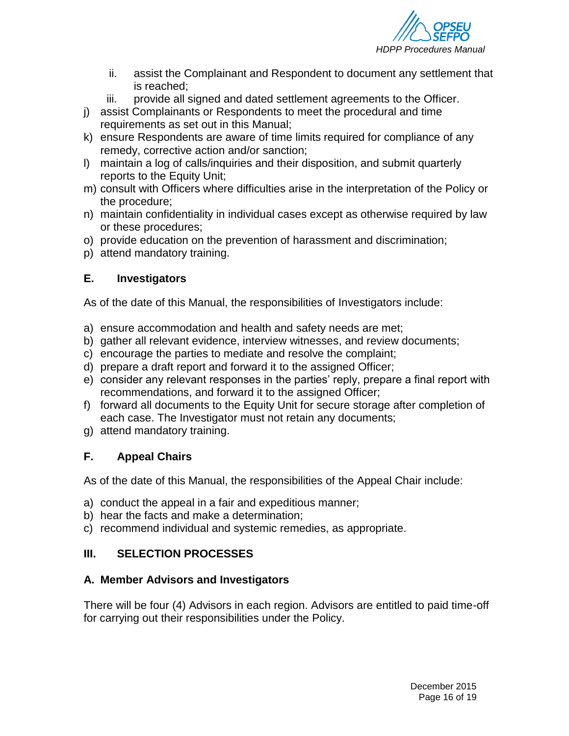ii. assist the Complainant and Respondent to document any settlement that is reached;
   iii. provide all signed and dated settlement agreements to the Officer.

j) assist Complainants or Respondents to meet the procedural and time requirements as set out in this Manual;
k) ensure Respondents are aware of time limits required for compliance of any remedy, corrective action and/or sanction;
l) maintain a log of calls/inquiries and their disposition, and submit quarterly reports to the Equity Unit;
m) consult with Officers where difficulties arise in the interpretation of the Policy or the procedure;
n) maintain confidentiality in individual cases except as otherwise required by law or these procedures;
o) provide education on the prevention of harassment and discrimination;
p) attend mandatory training.

### E. Investigators

As of the date of this Manual, the responsibilities of Investigators include:

a) ensure accommodation and health and safety needs are met;
b) gather all relevant evidence, interview witnesses, and review documents;
c) encourage the parties to mediate and resolve the complaint;
d) prepare a draft report and forward it to the assigned Officer;
e) consider any relevant responses in the parties' reply, prepare a final report with recommendations, and forward it to the assigned Officer;
f) forward all documents to the Equity Unit for secure storage after completion of each case. The Investigator must not retain any documents;
g) attend mandatory training.

### F. Appeal Chairs

As of the date of this Manual, the responsibilities of the Appeal Chair include:

a) conduct the appeal in a fair and expeditious manner;
b) hear the facts and make a determination;
c) recommend individual and systemic remedies, as appropriate.

## III. SELECTION PROCESSES

### A. Member Advisors and Investigators

There will be four (4) Advisors in each region. Advisors are entitled to paid time-off for carrying out their responsibilities under the Policy.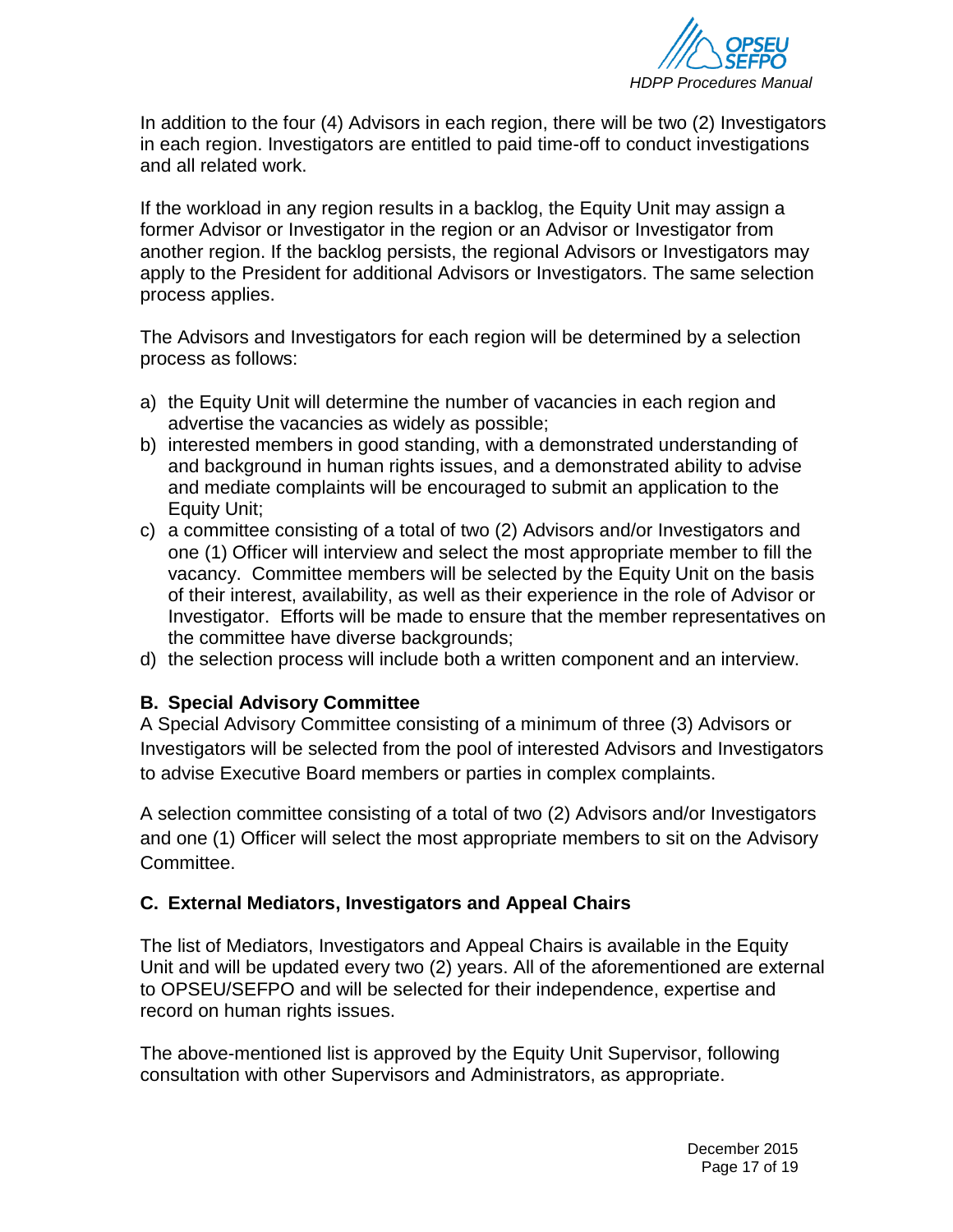In addition to the four (4) Advisors in each region, there will be two (2) Investigators in each region. Investigators are entitled to paid time-off to conduct investigations and all related work.

If the workload in any region results in a backlog, the Equity Unit may assign a former Advisor or Investigator in the region or an Advisor or Investigator from another region. If the backlog persists, the regional Advisors or Investigators may apply to the President for additional Advisors or Investigators. The same selection process applies.

The Advisors and Investigators for each region will be determined by a selection process as follows:

a) the Equity Unit will determine the number of vacancies in each region and advertise the vacancies as widely as possible;
b) interested members in good standing, with a demonstrated understanding of and background in human rights issues, and a demonstrated ability to advise and mediate complaints will be encouraged to submit an application to the Equity Unit;
c) a committee consisting of a total of two (2) Advisors and/or Investigators and one (1) Officer will interview and select the most appropriate member to fill the vacancy. Committee members will be selected by the Equity Unit on the basis of their interest, availability, as well as their experience in the role of Advisor or Investigator. Efforts will be made to ensure that the member representatives on the committee have diverse backgrounds;
d) the selection process will include both a written component and an interview.

### B. Special Advisory Committee

A Special Advisory Committee consisting of a minimum of three (3) Advisors or Investigators will be selected from the pool of interested Advisors and Investigators to advise Executive Board members or parties in complex complaints.

A selection committee consisting of a total of two (2) Advisors and/or Investigators and one (1) Officer will select the most appropriate members to sit on the Advisory Committee.

### C. External Mediators, Investigators and Appeal Chairs

The list of Mediators, Investigators and Appeal Chairs is available in the Equity Unit and will be updated every two (2) years. All of the aforementioned are external to OPSEU/SEFPO and will be selected for their independence, expertise and record on human rights issues.

The above-mentioned list is approved by the Equity Unit Supervisor, following consultation with other Supervisors and Administrators, as appropriate.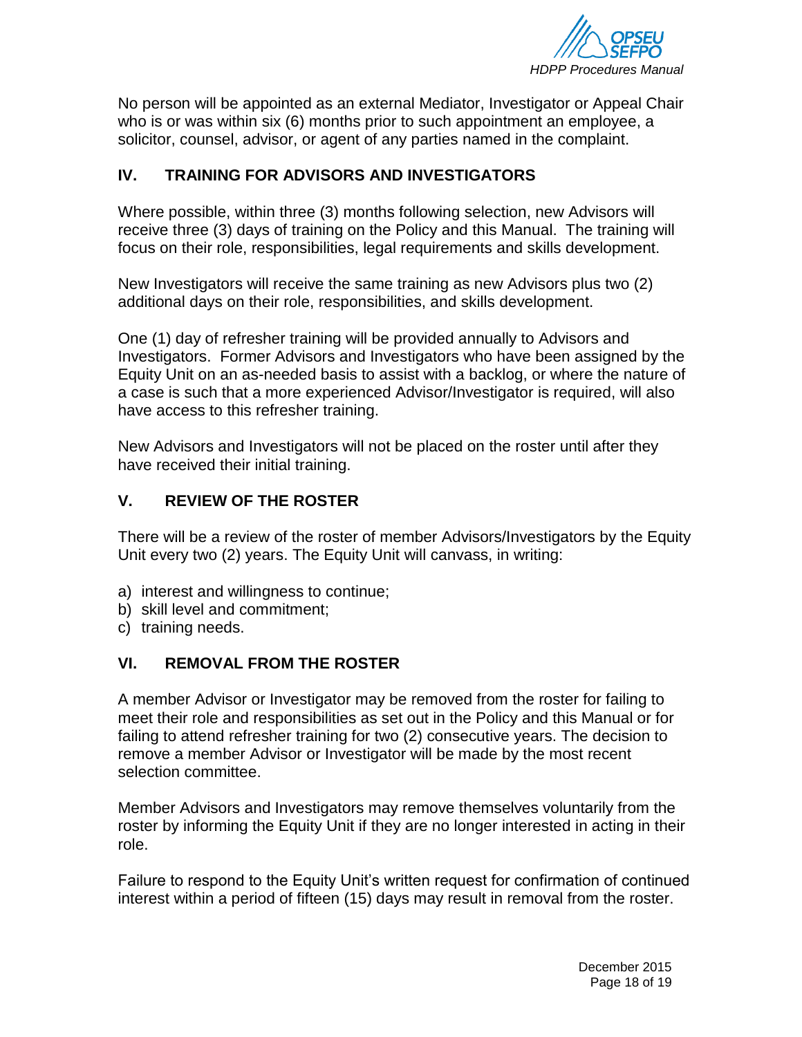No person will be appointed as an external Mediator, Investigator or Appeal Chair who is or was within six (6) months prior to such appointment an employee, a solicitor, counsel, advisor, or agent of any parties named in the complaint.

## IV. TRAINING FOR ADVISORS AND INVESTIGATORS

Where possible, within three (3) months following selection, new Advisors will receive three (3) days of training on the Policy and this Manual. The training will focus on their role, responsibilities, legal requirements and skills development.

New Investigators will receive the same training as new Advisors plus two (2) additional days on their role, responsibilities, and skills development.

One (1) day of refresher training will be provided annually to Advisors and Investigators. Former Advisors and Investigators who have been assigned by the Equity Unit on an as-needed basis to assist with a backlog, or where the nature of a case is such that a more experienced Advisor/Investigator is required, will also have access to this refresher training.

New Advisors and Investigators will not be placed on the roster until after they have received their initial training.

## V. REVIEW OF THE ROSTER

There will be a review of the roster of member Advisors/Investigators by the Equity Unit every two (2) years. The Equity Unit will canvass, in writing:

a) interest and willingness to continue;
b) skill level and commitment;
c) training needs.

## VI. REMOVAL FROM THE ROSTER

A member Advisor or Investigator may be removed from the roster for failing to meet their role and responsibilities as set out in the Policy and this Manual or for failing to attend refresher training for two (2) consecutive years. The decision to remove a member Advisor or Investigator will be made by the most recent selection committee.

Member Advisors and Investigators may remove themselves voluntarily from the roster by informing the Equity Unit if they are no longer interested in acting in their role.

Failure to respond to the Equity Unit's written request for confirmation of continued interest within a period of fifteen (15) days may result in removal from the roster.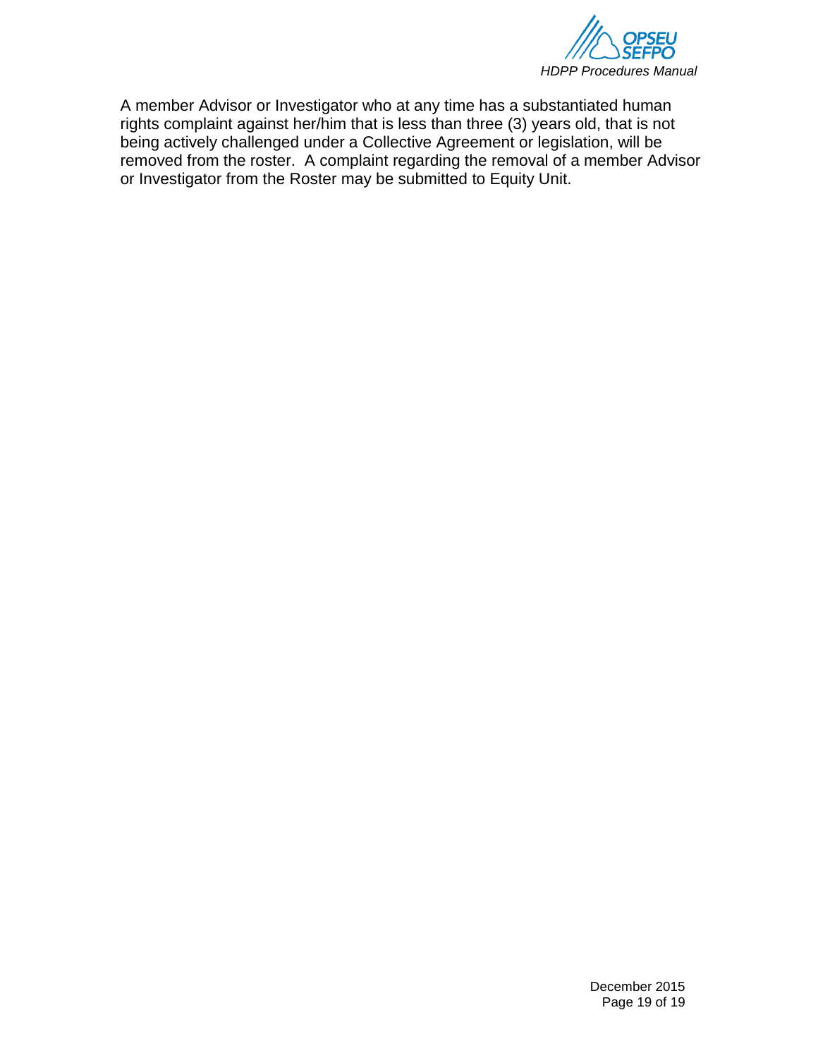A member Advisor or Investigator who at any time has a substantiated human rights complaint against her/him that is less than three (3) years old, that is not being actively challenged under a Collective Agreement or legislation, will be removed from the roster. A complaint regarding the removal of a member Advisor or Investigator from the Roster may be submitted to Equity Unit.